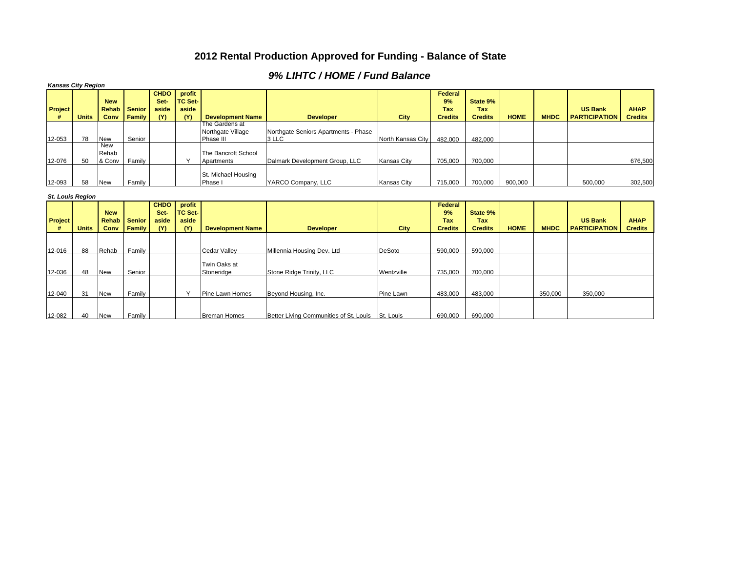# 2012 Rental Production Approved for Funding - Balance of State

## 9% LIHTC / HOME / Fund Balance

***Kansas City Region***

| Project # | Units | New Rehab Conv | Senior Family | CHDO Set-aside (Y) | profit TC Set-aside (Y) | Development Name | Developer | City | Federal 9% Tax Credits | State 9% Tax Credits | HOME | MHDC | US Bank PARTICIPATION | AHAP Credits |
|---|---|---|---|---|---|---|---|---|---|---|---|---|---|---|
| 12-053 | 78 | New | Senior | | | The Gardens at Northgate Village Phase III | Northgate Seniors Apartments - Phase 3 LLC | North Kansas City | 482,000 | 482,000 | | | | |
| 12-076 | 50 | New Rehab & Conv | Family | | Y | The Bancroft School Apartments | Dalmark Development Group, LLC | Kansas City | 705,000 | 700,000 | | | | 676,500 |
| 12-093 | 58 | New | Family | | | St. Michael Housing Phase I | YARCO Company, LLC | Kansas City | 715,000 | 700,000 | 900,000 | | 500,000 | 302,500 |

***St. Louis Region***

| Project # | Units | New Rehab Conv | Senior Family | CHDO Set-aside (Y) | profit TC Set-aside (Y) | Development Name | Developer | City | Federal 9% Tax Credits | State 9% Tax Credits | HOME | MHDC | US Bank PARTICIPATION | AHAP Credits |
|---|---|---|---|---|---|---|---|---|---|---|---|---|---|---|
| 12-016 | 88 | Rehab | Family | | | Cedar Valley | Millennia Housing Dev. Ltd | DeSoto | 590,000 | 590,000 | | | | |
| 12-036 | 48 | New | Senior | | | Twin Oaks at Stoneridge | Stone Ridge Trinity, LLC | Wentzville | 735,000 | 700,000 | | | | |
| 12-040 | 31 | New | Family | | Y | Pine Lawn Homes | Beyond Housing, Inc. | Pine Lawn | 483,000 | 483,000 | | 350,000 | 350,000 | |
| 12-082 | 40 | New | Family | | | Breman Homes | Better Living Communities of St. Louis | St. Louis | 690,000 | 690,000 | | | | |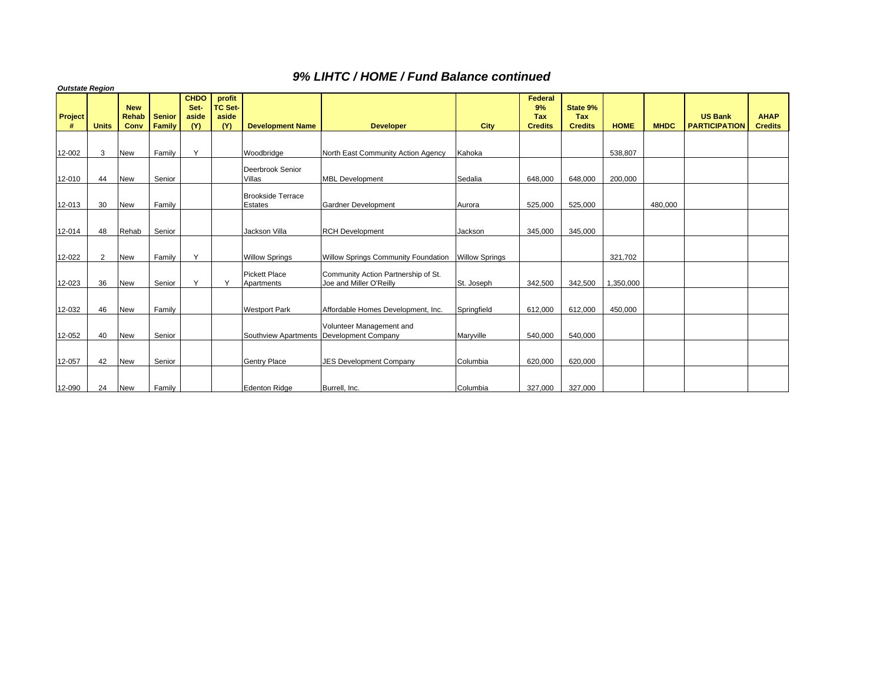# 9% LIHTC / HOME / Fund Balance continued

***Outstate Region***

| Project # | Units | New Rehab Conv | Senior Family | CHDO Set-aside (Y) | profit TC Set-aside (Y) | Development Name | Developer | City | Federal 9% Tax Credits | State 9% Tax Credits | HOME | MHDC | US Bank PARTICIPATION | AHAP Credits |
|---|---|---|---|---|---|---|---|---|---|---|---|---|---|---|
| 12-002 | 3 | New | Family | Y | | Woodbridge | North East Community Action Agency | Kahoka | | | 538,807 | | | |
| 12-010 | 44 | New | Senior | | | Deerbrook Senior Villas | MBL Development | Sedalia | 648,000 | 648,000 | 200,000 | | | |
| 12-013 | 30 | New | Family | | | Brookside Terrace Estates | Gardner Development | Aurora | 525,000 | 525,000 | | 480,000 | | |
| 12-014 | 48 | Rehab | Senior | | | Jackson Villa | RCH Development | Jackson | 345,000 | 345,000 | | | | |
| 12-022 | 2 | New | Family | Y | | Willow Springs | Willow Springs Community Foundation | Willow Springs | | | 321,702 | | | |
| 12-023 | 36 | New | Senior | Y | Y | Pickett Place Apartments | Community Action Partnership of St. Joe and Miller O'Reilly | St. Joseph | 342,500 | 342,500 | 1,350,000 | | | |
| 12-032 | 46 | New | Family | | | Westport Park | Affordable Homes Development, Inc. | Springfield | 612,000 | 612,000 | 450,000 | | | |
| 12-052 | 40 | New | Senior | | | Southview Apartments | Volunteer Management and Development Company | Maryville | 540,000 | 540,000 | | | | |
| 12-057 | 42 | New | Senior | | | Gentry Place | JES Development Company | Columbia | 620,000 | 620,000 | | | | |
| 12-090 | 24 | New | Family | | | Edenton Ridge | Burrell, Inc. | Columbia | 327,000 | 327,000 | | | | |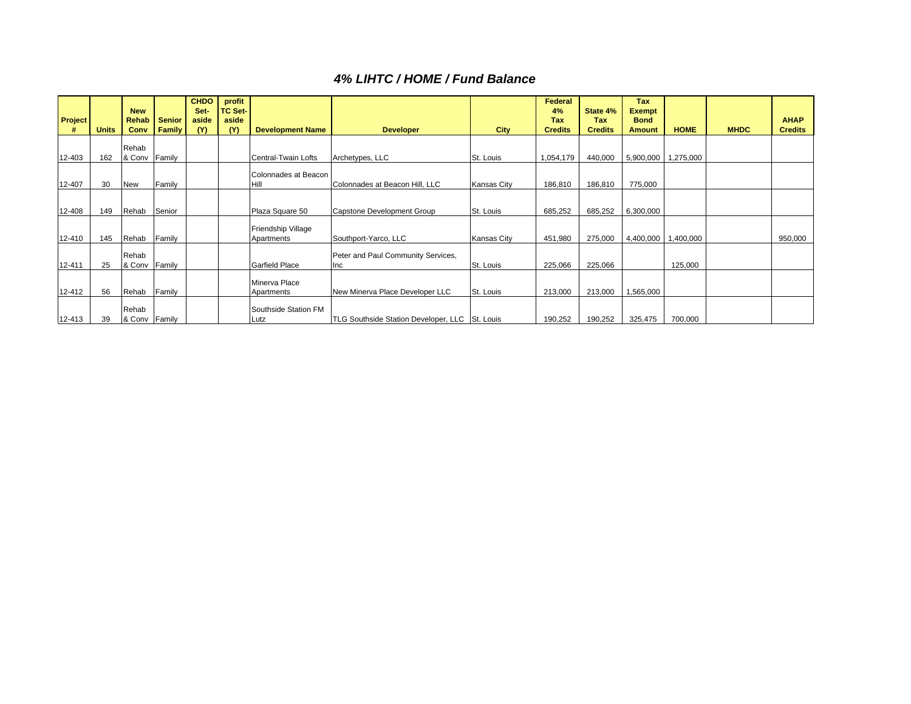### *4% LIHTC / HOME / Fund Balance*

| Project # | Units | New Rehab Conv | Senior Family | CHDO Set-aside (Y) | profit TC Set-aside (Y) | Development Name | Developer | City | Federal 4% Tax Credits | State 4% Tax Credits | Tax Exempt Bond Amount | HOME | MHDC | AHAP Credits |
|---|---|---|---|---|---|---|---|---|---|---|---|---|---|---|
| 12-403 | 162 | Rehab & Conv | Family | | | Central-Twain Lofts | Archetypes, LLC | St. Louis | 1,054,179 | 440,000 | 5,900,000 | 1,275,000 | | |
| 12-407 | 30 | New | Family | | | Colonnades at Beacon Hill | Colonnades at Beacon Hill, LLC | Kansas City | 186,810 | 186,810 | 775,000 | | | |
| 12-408 | 149 | Rehab | Senior | | | Plaza Square 50 | Capstone Development Group | St. Louis | 685,252 | 685,252 | 6,300,000 | | | |
| 12-410 | 145 | Rehab | Family | | | Friendship Village Apartments | Southport-Yarco, LLC | Kansas City | 451,980 | 275,000 | 4,400,000 | 1,400,000 | | 950,000 |
| 12-411 | 25 | Rehab & Conv | Family | | | Garfield Place | Peter and Paul Community Services, Inc | St. Louis | 225,066 | 225,066 | | 125,000 | | |
| 12-412 | 56 | Rehab | Family | | | Minerva Place Apartments | New Minerva Place Developer LLC | St. Louis | 213,000 | 213,000 | 1,565,000 | | | |
| 12-413 | 39 | Rehab & Conv | Family | | | Southside Station FM Lutz | TLG Southside Station Developer, LLC | St. Louis | 190,252 | 190,252 | 325,475 | 700,000 | | |